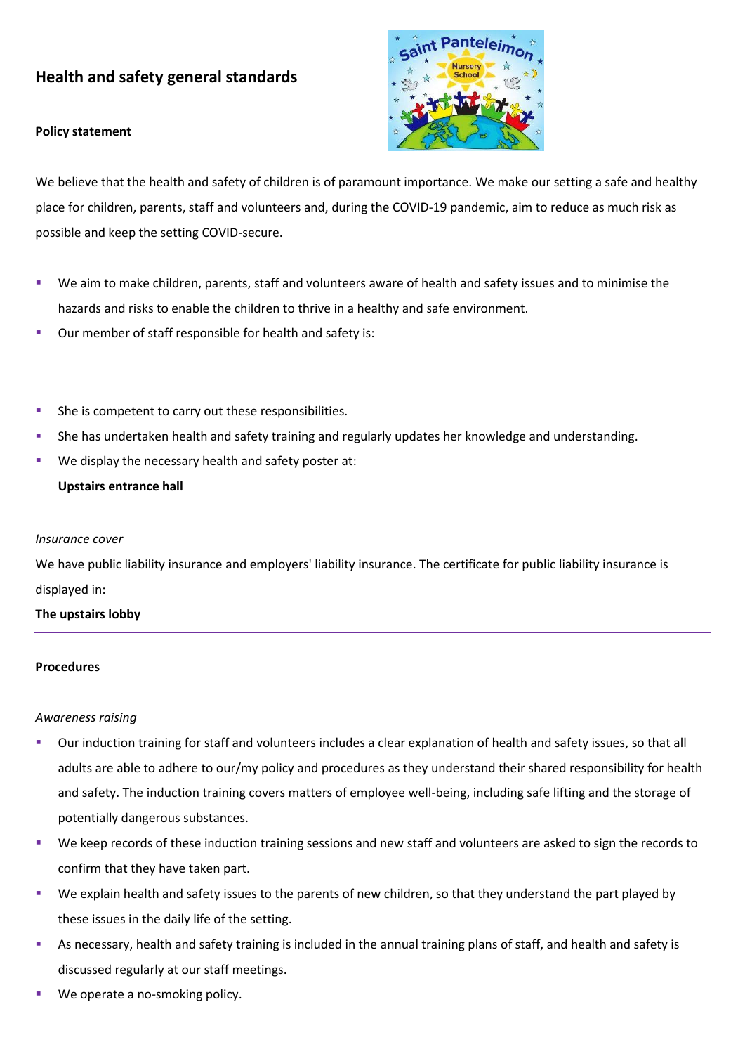# Health and safety general standards

**Policy statement**

We believe that the health and safety of children is of paramount importance. We make our setting a safe and healthy place for children, parents, staff and volunteers and, during the COVID-19 pandemic, aim to reduce as much risk as possible and keep the setting COVID-secure.

- We aim to make children, parents, staff and volunteers aware of health and safety issues and to minimise the hazards and risks to enable the children to thrive in a healthy and safe environment.
- Our member of staff responsible for health and safety is:

---

- She is competent to carry out these responsibilities.
- She has undertaken health and safety training and regularly updates her knowledge and understanding.
- We display the necessary health and safety poster at:

  **Upstairs entrance hall**

---

*Insurance cover*

We have public liability insurance and employers' liability insurance. The certificate for public liability insurance is displayed in:

**The upstairs lobby**

---

**Procedures**

*Awareness raising*

- Our induction training for staff and volunteers includes a clear explanation of health and safety issues, so that all adults are able to adhere to our/my policy and procedures as they understand their shared responsibility for health and safety. The induction training covers matters of employee well-being, including safe lifting and the storage of potentially dangerous substances.
- We keep records of these induction training sessions and new staff and volunteers are asked to sign the records to confirm that they have taken part.
- We explain health and safety issues to the parents of new children, so that they understand the part played by these issues in the daily life of the setting.
- As necessary, health and safety training is included in the annual training plans of staff, and health and safety is discussed regularly at our staff meetings.
- We operate a no-smoking policy.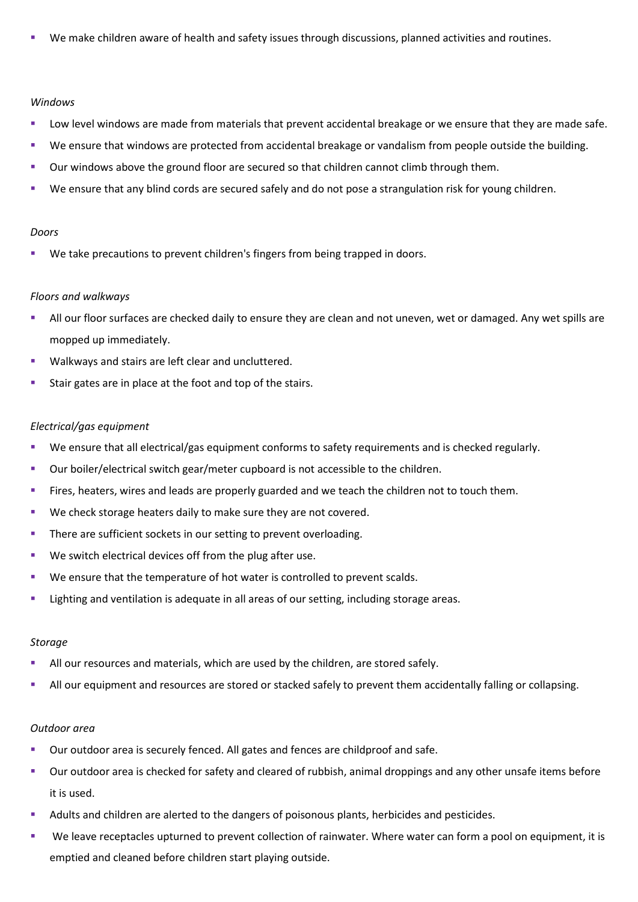- We make children aware of health and safety issues through discussions, planned activities and routines.

*Windows*

- Low level windows are made from materials that prevent accidental breakage or we ensure that they are made safe.
- We ensure that windows are protected from accidental breakage or vandalism from people outside the building.
- Our windows above the ground floor are secured so that children cannot climb through them.
- We ensure that any blind cords are secured safely and do not pose a strangulation risk for young children.

*Doors*

- We take precautions to prevent children's fingers from being trapped in doors.

*Floors and walkways*

- All our floor surfaces are checked daily to ensure they are clean and not uneven, wet or damaged. Any wet spills are mopped up immediately.
- Walkways and stairs are left clear and uncluttered.
- Stair gates are in place at the foot and top of the stairs.

*Electrical/gas equipment*

- We ensure that all electrical/gas equipment conforms to safety requirements and is checked regularly.
- Our boiler/electrical switch gear/meter cupboard is not accessible to the children.
- Fires, heaters, wires and leads are properly guarded and we teach the children not to touch them.
- We check storage heaters daily to make sure they are not covered.
- There are sufficient sockets in our setting to prevent overloading.
- We switch electrical devices off from the plug after use.
- We ensure that the temperature of hot water is controlled to prevent scalds.
- Lighting and ventilation is adequate in all areas of our setting, including storage areas.

*Storage*

- All our resources and materials, which are used by the children, are stored safely.
- All our equipment and resources are stored or stacked safely to prevent them accidentally falling or collapsing.

*Outdoor area*

- Our outdoor area is securely fenced. All gates and fences are childproof and safe.
- Our outdoor area is checked for safety and cleared of rubbish, animal droppings and any other unsafe items before it is used.
- Adults and children are alerted to the dangers of poisonous plants, herbicides and pesticides.
- We leave receptacles upturned to prevent collection of rainwater. Where water can form a pool on equipment, it is emptied and cleaned before children start playing outside.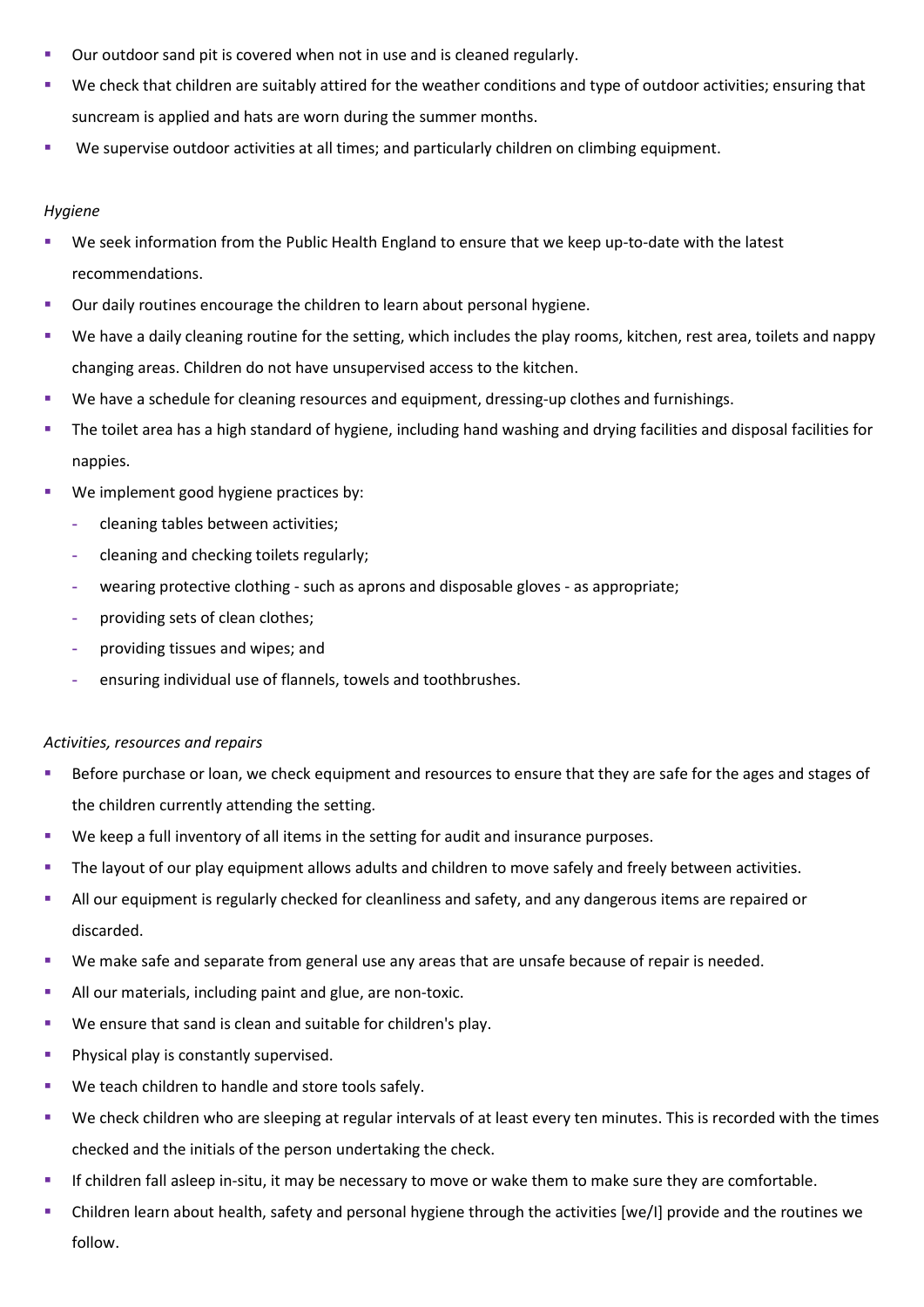- Our outdoor sand pit is covered when not in use and is cleaned regularly.
- We check that children are suitably attired for the weather conditions and type of outdoor activities; ensuring that suncream is applied and hats are worn during the summer months.
- We supervise outdoor activities at all times; and particularly children on climbing equipment.

*Hygiene*

- We seek information from the Public Health England to ensure that we keep up-to-date with the latest recommendations.
- Our daily routines encourage the children to learn about personal hygiene.
- We have a daily cleaning routine for the setting, which includes the play rooms, kitchen, rest area, toilets and nappy changing areas. Children do not have unsupervised access to the kitchen.
- We have a schedule for cleaning resources and equipment, dressing-up clothes and furnishings.
- The toilet area has a high standard of hygiene, including hand washing and drying facilities and disposal facilities for nappies.
- We implement good hygiene practices by:
  - cleaning tables between activities;
  - cleaning and checking toilets regularly;
  - wearing protective clothing - such as aprons and disposable gloves - as appropriate;
  - providing sets of clean clothes;
  - providing tissues and wipes; and
  - ensuring individual use of flannels, towels and toothbrushes.

*Activities, resources and repairs*

- Before purchase or loan, we check equipment and resources to ensure that they are safe for the ages and stages of the children currently attending the setting.
- We keep a full inventory of all items in the setting for audit and insurance purposes.
- The layout of our play equipment allows adults and children to move safely and freely between activities.
- All our equipment is regularly checked for cleanliness and safety, and any dangerous items are repaired or discarded.
- We make safe and separate from general use any areas that are unsafe because of repair is needed.
- All our materials, including paint and glue, are non-toxic.
- We ensure that sand is clean and suitable for children's play.
- Physical play is constantly supervised.
- We teach children to handle and store tools safely.
- We check children who are sleeping at regular intervals of at least every ten minutes. This is recorded with the times checked and the initials of the person undertaking the check.
- If children fall asleep in-situ, it may be necessary to move or wake them to make sure they are comfortable.
- Children learn about health, safety and personal hygiene through the activities [we/I] provide and the routines we follow.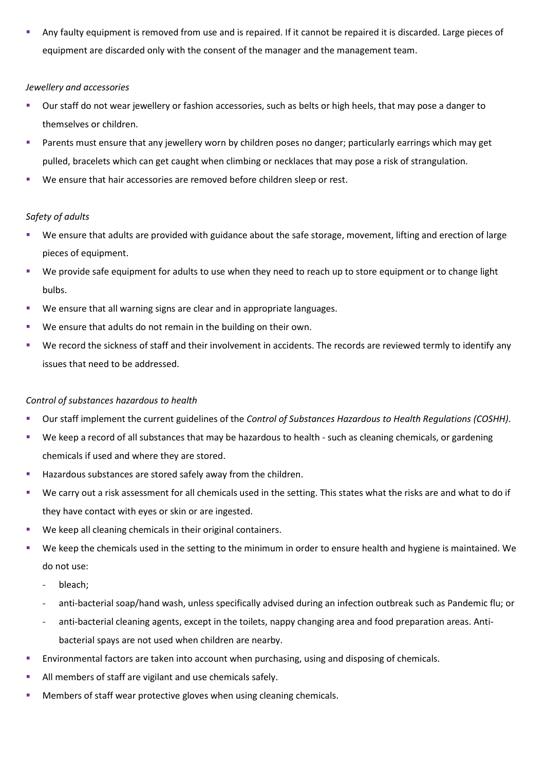- Any faulty equipment is removed from use and is repaired. If it cannot be repaired it is discarded. Large pieces of equipment are discarded only with the consent of the manager and the management team.

*Jewellery and accessories*

- Our staff do not wear jewellery or fashion accessories, such as belts or high heels, that may pose a danger to themselves or children.
- Parents must ensure that any jewellery worn by children poses no danger; particularly earrings which may get pulled, bracelets which can get caught when climbing or necklaces that may pose a risk of strangulation.
- We ensure that hair accessories are removed before children sleep or rest.

*Safety of adults*

- We ensure that adults are provided with guidance about the safe storage, movement, lifting and erection of large pieces of equipment.
- We provide safe equipment for adults to use when they need to reach up to store equipment or to change light bulbs.
- We ensure that all warning signs are clear and in appropriate languages.
- We ensure that adults do not remain in the building on their own.
- We record the sickness of staff and their involvement in accidents. The records are reviewed termly to identify any issues that need to be addressed.

*Control of substances hazardous to health*

- Our staff implement the current guidelines of the *Control of Substances Hazardous to Health Regulations (COSHH)*.
- We keep a record of all substances that may be hazardous to health - such as cleaning chemicals, or gardening chemicals if used and where they are stored.
- Hazardous substances are stored safely away from the children.
- We carry out a risk assessment for all chemicals used in the setting. This states what the risks are and what to do if they have contact with eyes or skin or are ingested.
- We keep all cleaning chemicals in their original containers.
- We keep the chemicals used in the setting to the minimum in order to ensure health and hygiene is maintained. We do not use:
  - bleach;
  - anti-bacterial soap/hand wash, unless specifically advised during an infection outbreak such as Pandemic flu; or
  - anti-bacterial cleaning agents, except in the toilets, nappy changing area and food preparation areas. Anti-bacterial spays are not used when children are nearby.
- Environmental factors are taken into account when purchasing, using and disposing of chemicals.
- All members of staff are vigilant and use chemicals safely.
- Members of staff wear protective gloves when using cleaning chemicals.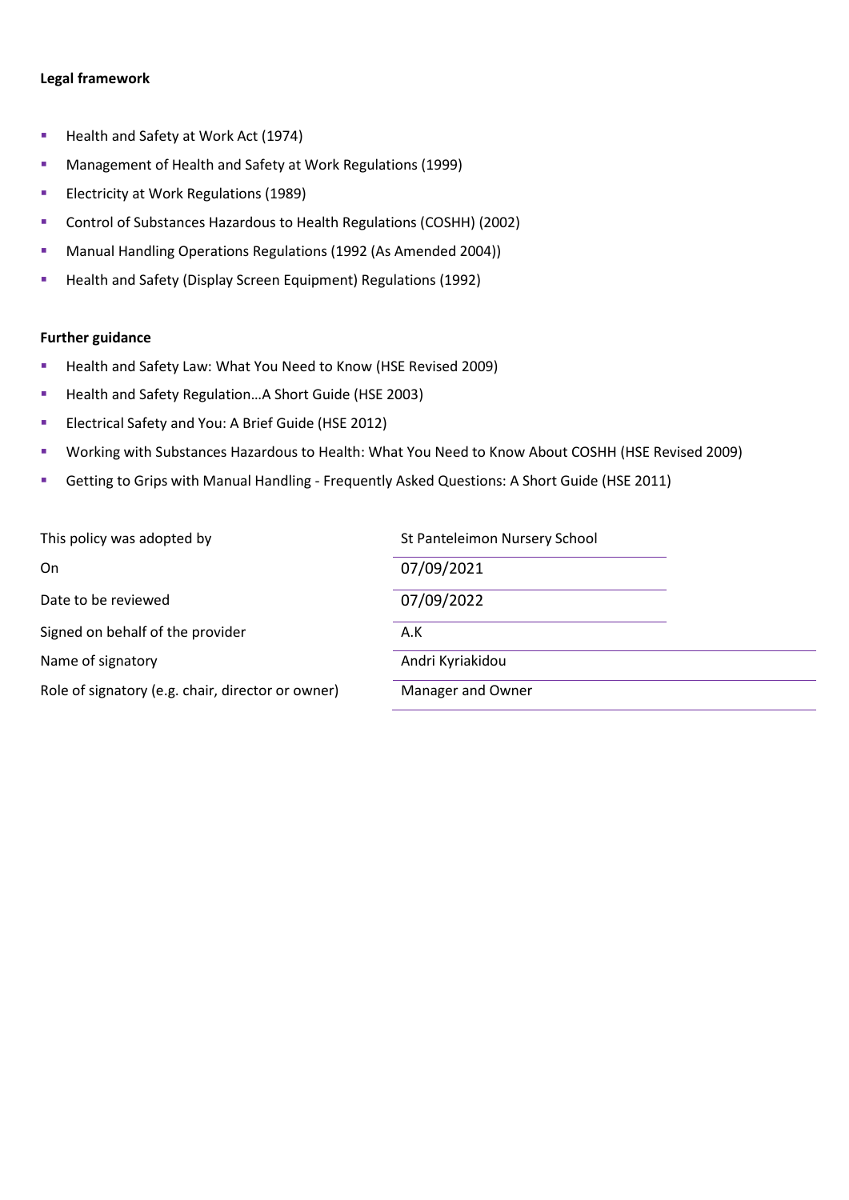**Legal framework**

- Health and Safety at Work Act (1974)
- Management of Health and Safety at Work Regulations (1999)
- Electricity at Work Regulations (1989)
- Control of Substances Hazardous to Health Regulations (COSHH) (2002)
- Manual Handling Operations Regulations (1992 (As Amended 2004))
- Health and Safety (Display Screen Equipment) Regulations (1992)

**Further guidance**

- Health and Safety Law: What You Need to Know (HSE Revised 2009)
- Health and Safety Regulation…A Short Guide (HSE 2003)
- Electrical Safety and You: A Brief Guide (HSE 2012)
- Working with Substances Hazardous to Health: What You Need to Know About COSHH (HSE Revised 2009)
- Getting to Grips with Manual Handling - Frequently Asked Questions: A Short Guide (HSE 2011)

| | |
|---|---|
| This policy was adopted by | St Panteleimon Nursery School |
| On | 07/09/2021 |
| Date to be reviewed | 07/09/2022 |
| Signed on behalf of the provider | A.K |
| Name of signatory | Andri Kyriakidou |
| Role of signatory (e.g. chair, director or owner) | Manager and Owner |